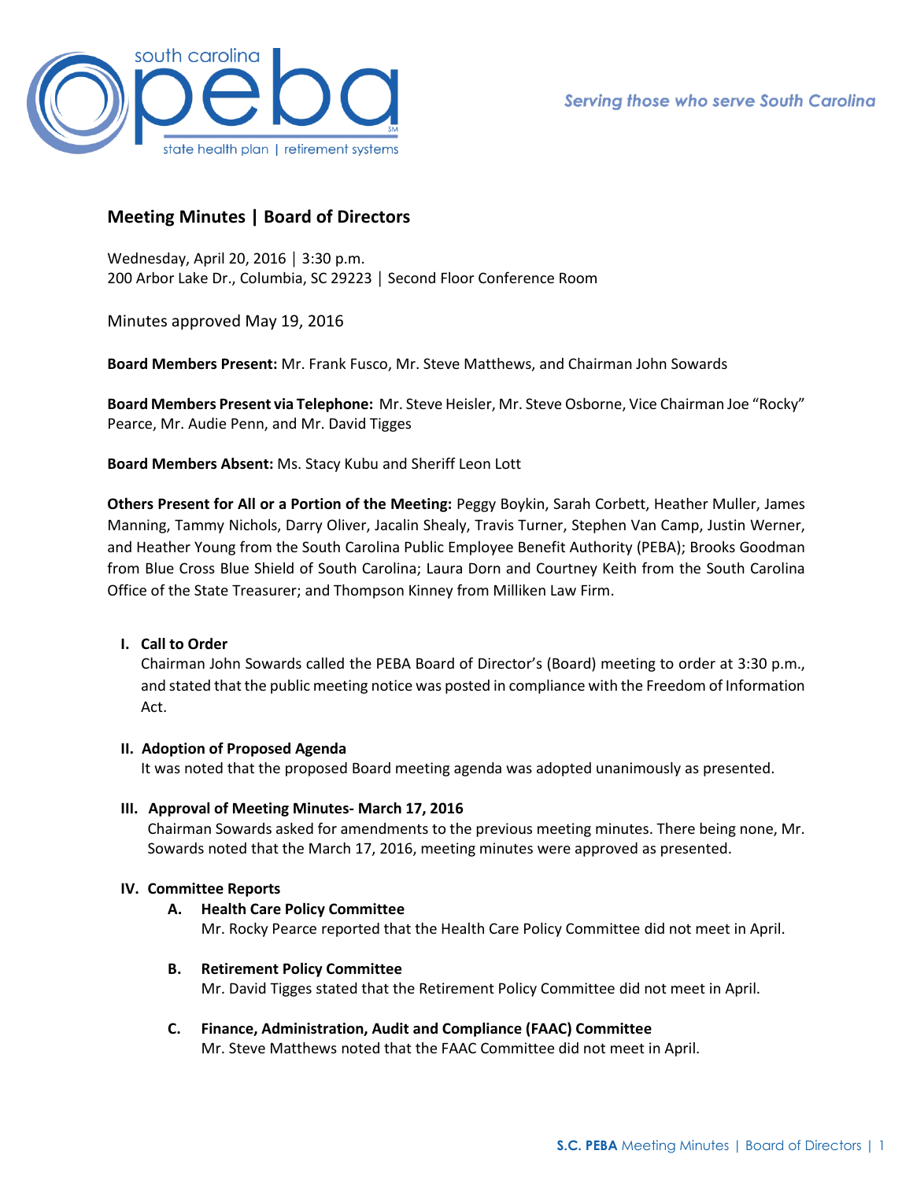# Meeting Minutes | Board of Directors

Wednesday, April 20, 2016 │ 3:30 p.m.
200 Arbor Lake Dr., Columbia, SC 29223 │ Second Floor Conference Room

Minutes approved May 19, 2016

**Board Members Present:** Mr. Frank Fusco, Mr. Steve Matthews, and Chairman John Sowards

**Board Members Present via Telephone:** Mr. Steve Heisler, Mr. Steve Osborne, Vice Chairman Joe "Rocky" Pearce, Mr. Audie Penn, and Mr. David Tigges

**Board Members Absent:** Ms. Stacy Kubu and Sheriff Leon Lott

**Others Present for All or a Portion of the Meeting:** Peggy Boykin, Sarah Corbett, Heather Muller, James Manning, Tammy Nichols, Darry Oliver, Jacalin Shealy, Travis Turner, Stephen Van Camp, Justin Werner, and Heather Young from the South Carolina Public Employee Benefit Authority (PEBA); Brooks Goodman from Blue Cross Blue Shield of South Carolina; Laura Dorn and Courtney Keith from the South Carolina Office of the State Treasurer; and Thompson Kinney from Milliken Law Firm.

## I. Call to Order

Chairman John Sowards called the PEBA Board of Director's (Board) meeting to order at 3:30 p.m., and stated that the public meeting notice was posted in compliance with the Freedom of Information Act.

## II. Adoption of Proposed Agenda

It was noted that the proposed Board meeting agenda was adopted unanimously as presented.

## III. Approval of Meeting Minutes- March 17, 2016

Chairman Sowards asked for amendments to the previous meeting minutes. There being none, Mr. Sowards noted that the March 17, 2016, meeting minutes were approved as presented.

## IV. Committee Reports

### A. Health Care Policy Committee

Mr. Rocky Pearce reported that the Health Care Policy Committee did not meet in April.

### B. Retirement Policy Committee

Mr. David Tigges stated that the Retirement Policy Committee did not meet in April.

### C. Finance, Administration, Audit and Compliance (FAAC) Committee

Mr. Steve Matthews noted that the FAAC Committee did not meet in April.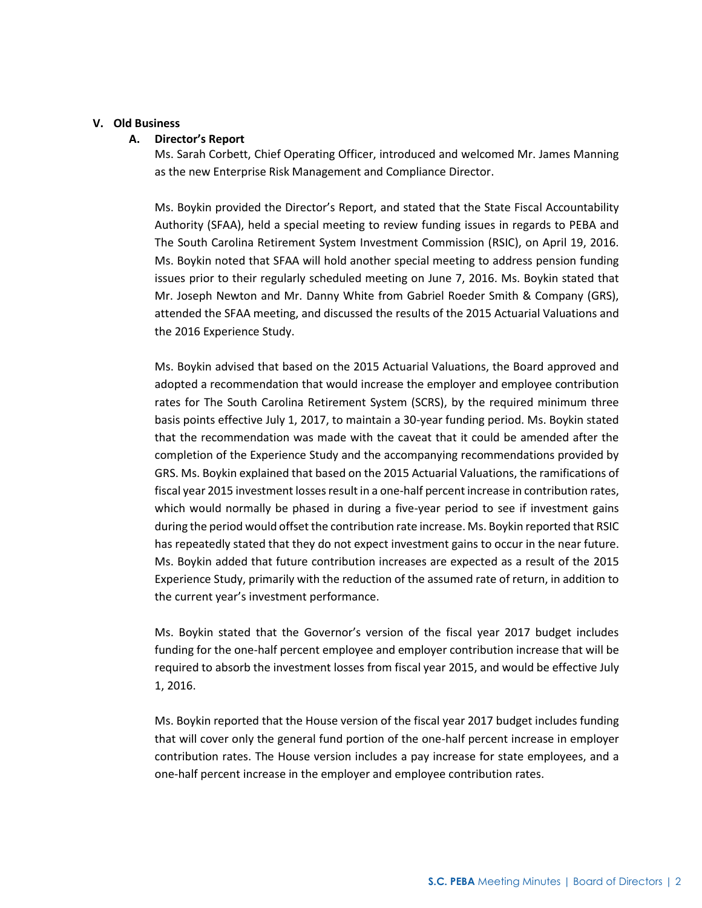## V. Old Business

### A. Director's Report

Ms. Sarah Corbett, Chief Operating Officer, introduced and welcomed Mr. James Manning as the new Enterprise Risk Management and Compliance Director.

Ms. Boykin provided the Director's Report, and stated that the State Fiscal Accountability Authority (SFAA), held a special meeting to review funding issues in regards to PEBA and The South Carolina Retirement System Investment Commission (RSIC), on April 19, 2016. Ms. Boykin noted that SFAA will hold another special meeting to address pension funding issues prior to their regularly scheduled meeting on June 7, 2016. Ms. Boykin stated that Mr. Joseph Newton and Mr. Danny White from Gabriel Roeder Smith & Company (GRS), attended the SFAA meeting, and discussed the results of the 2015 Actuarial Valuations and the 2016 Experience Study.

Ms. Boykin advised that based on the 2015 Actuarial Valuations, the Board approved and adopted a recommendation that would increase the employer and employee contribution rates for The South Carolina Retirement System (SCRS), by the required minimum three basis points effective July 1, 2017, to maintain a 30-year funding period. Ms. Boykin stated that the recommendation was made with the caveat that it could be amended after the completion of the Experience Study and the accompanying recommendations provided by GRS. Ms. Boykin explained that based on the 2015 Actuarial Valuations, the ramifications of fiscal year 2015 investment losses result in a one-half percent increase in contribution rates, which would normally be phased in during a five-year period to see if investment gains during the period would offset the contribution rate increase. Ms. Boykin reported that RSIC has repeatedly stated that they do not expect investment gains to occur in the near future. Ms. Boykin added that future contribution increases are expected as a result of the 2015 Experience Study, primarily with the reduction of the assumed rate of return, in addition to the current year's investment performance.

Ms. Boykin stated that the Governor's version of the fiscal year 2017 budget includes funding for the one-half percent employee and employer contribution increase that will be required to absorb the investment losses from fiscal year 2015, and would be effective July 1, 2016.

Ms. Boykin reported that the House version of the fiscal year 2017 budget includes funding that will cover only the general fund portion of the one-half percent increase in employer contribution rates. The House version includes a pay increase for state employees, and a one-half percent increase in the employer and employee contribution rates.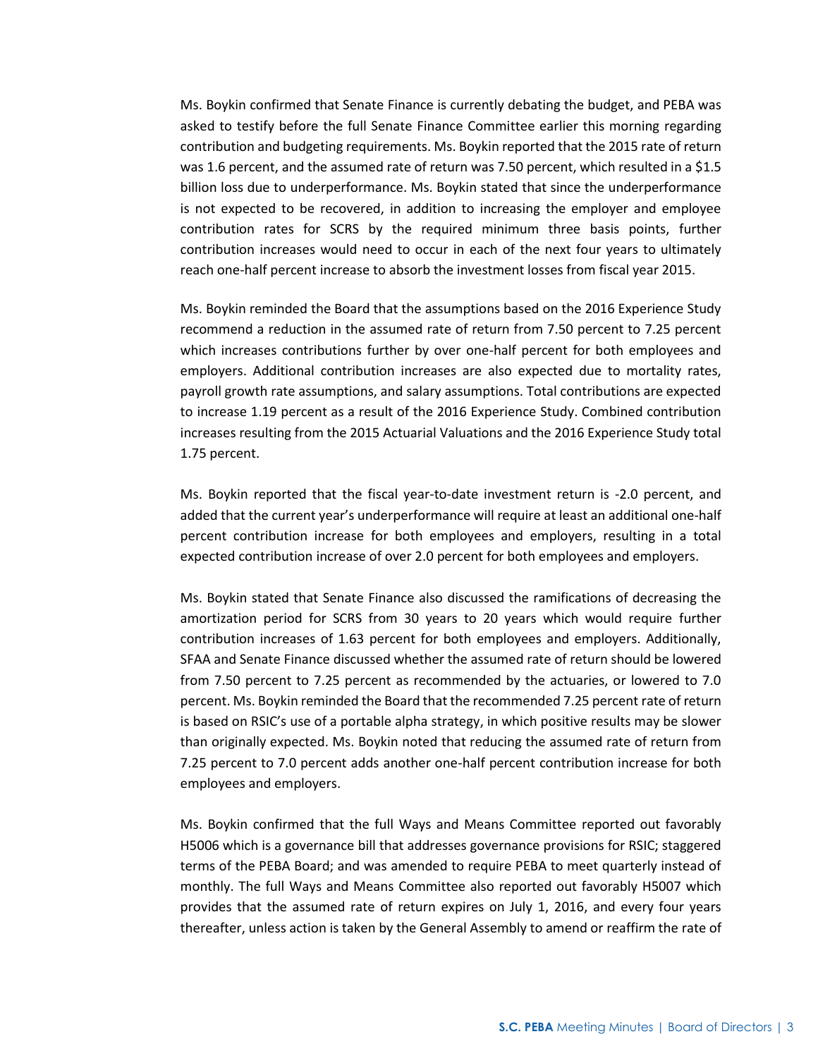Ms. Boykin confirmed that Senate Finance is currently debating the budget, and PEBA was asked to testify before the full Senate Finance Committee earlier this morning regarding contribution and budgeting requirements. Ms. Boykin reported that the 2015 rate of return was 1.6 percent, and the assumed rate of return was 7.50 percent, which resulted in a $1.5 billion loss due to underperformance. Ms. Boykin stated that since the underperformance is not expected to be recovered, in addition to increasing the employer and employee contribution rates for SCRS by the required minimum three basis points, further contribution increases would need to occur in each of the next four years to ultimately reach one-half percent increase to absorb the investment losses from fiscal year 2015.

Ms. Boykin reminded the Board that the assumptions based on the 2016 Experience Study recommend a reduction in the assumed rate of return from 7.50 percent to 7.25 percent which increases contributions further by over one-half percent for both employees and employers. Additional contribution increases are also expected due to mortality rates, payroll growth rate assumptions, and salary assumptions. Total contributions are expected to increase 1.19 percent as a result of the 2016 Experience Study. Combined contribution increases resulting from the 2015 Actuarial Valuations and the 2016 Experience Study total 1.75 percent.

Ms. Boykin reported that the fiscal year-to-date investment return is -2.0 percent, and added that the current year's underperformance will require at least an additional one-half percent contribution increase for both employees and employers, resulting in a total expected contribution increase of over 2.0 percent for both employees and employers.

Ms. Boykin stated that Senate Finance also discussed the ramifications of decreasing the amortization period for SCRS from 30 years to 20 years which would require further contribution increases of 1.63 percent for both employees and employers. Additionally, SFAA and Senate Finance discussed whether the assumed rate of return should be lowered from 7.50 percent to 7.25 percent as recommended by the actuaries, or lowered to 7.0 percent. Ms. Boykin reminded the Board that the recommended 7.25 percent rate of return is based on RSIC's use of a portable alpha strategy, in which positive results may be slower than originally expected. Ms. Boykin noted that reducing the assumed rate of return from 7.25 percent to 7.0 percent adds another one-half percent contribution increase for both employees and employers.

Ms. Boykin confirmed that the full Ways and Means Committee reported out favorably H5006 which is a governance bill that addresses governance provisions for RSIC; staggered terms of the PEBA Board; and was amended to require PEBA to meet quarterly instead of monthly. The full Ways and Means Committee also reported out favorably H5007 which provides that the assumed rate of return expires on July 1, 2016, and every four years thereafter, unless action is taken by the General Assembly to amend or reaffirm the rate of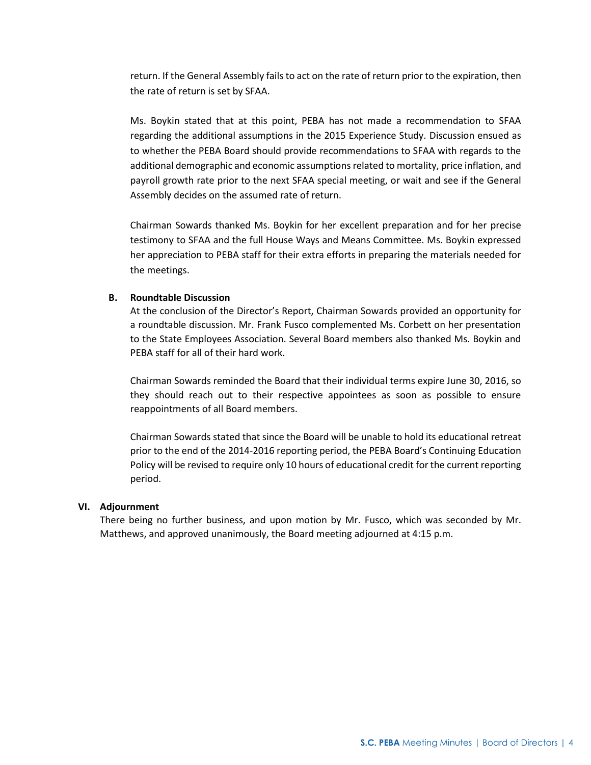return. If the General Assembly fails to act on the rate of return prior to the expiration, then the rate of return is set by SFAA.

Ms. Boykin stated that at this point, PEBA has not made a recommendation to SFAA regarding the additional assumptions in the 2015 Experience Study. Discussion ensued as to whether the PEBA Board should provide recommendations to SFAA with regards to the additional demographic and economic assumptions related to mortality, price inflation, and payroll growth rate prior to the next SFAA special meeting, or wait and see if the General Assembly decides on the assumed rate of return.

Chairman Sowards thanked Ms. Boykin for her excellent preparation and for her precise testimony to SFAA and the full House Ways and Means Committee. Ms. Boykin expressed her appreciation to PEBA staff for their extra efforts in preparing the materials needed for the meetings.

### B. Roundtable Discussion

At the conclusion of the Director's Report, Chairman Sowards provided an opportunity for a roundtable discussion. Mr. Frank Fusco complemented Ms. Corbett on her presentation to the State Employees Association. Several Board members also thanked Ms. Boykin and PEBA staff for all of their hard work.

Chairman Sowards reminded the Board that their individual terms expire June 30, 2016, so they should reach out to their respective appointees as soon as possible to ensure reappointments of all Board members.

Chairman Sowards stated that since the Board will be unable to hold its educational retreat prior to the end of the 2014-2016 reporting period, the PEBA Board's Continuing Education Policy will be revised to require only 10 hours of educational credit for the current reporting period.

## VI. Adjournment

There being no further business, and upon motion by Mr. Fusco, which was seconded by Mr. Matthews, and approved unanimously, the Board meeting adjourned at 4:15 p.m.